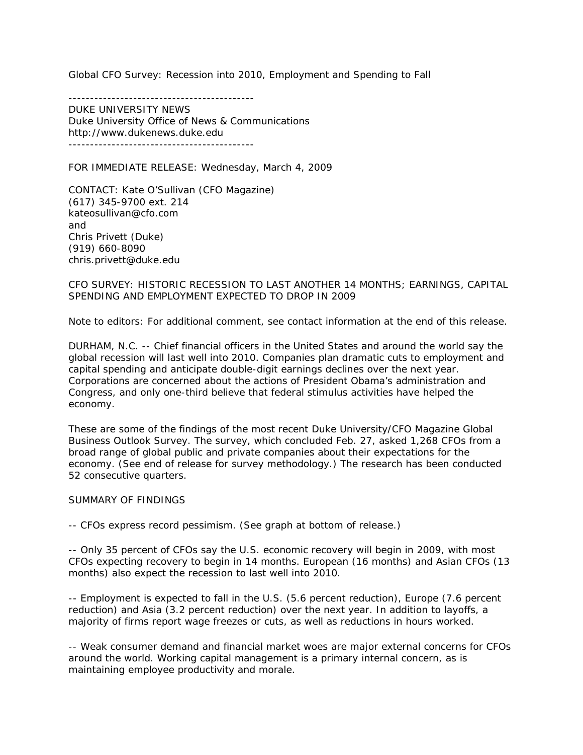Global CFO Survey: Recession into 2010, Employment and Spending to Fall

-------------------------------------------

DUKE UNIVERSITY NEWS
Duke University Office of News & Communications
http://www.dukenews.duke.edu

-------------------------------------------

FOR IMMEDIATE RELEASE: Wednesday, March 4, 2009

CONTACT: Kate O'Sullivan (CFO Magazine)
(617) 345-9700 ext. 214
kateosullivan@cfo.com
and
Chris Privett (Duke)
(919) 660-8090
chris.privett@duke.edu

CFO SURVEY: HISTORIC RECESSION TO LAST ANOTHER 14 MONTHS; EARNINGS, CAPITAL SPENDING AND EMPLOYMENT EXPECTED TO DROP IN 2009

Note to editors: For additional comment, see contact information at the end of this release.

DURHAM, N.C. -- Chief financial officers in the United States and around the world say the global recession will last well into 2010. Companies plan dramatic cuts to employment and capital spending and anticipate double-digit earnings declines over the next year. Corporations are concerned about the actions of President Obama's administration and Congress, and only one-third believe that federal stimulus activities have helped the economy.

These are some of the findings of the most recent Duke University/CFO Magazine Global Business Outlook Survey. The survey, which concluded Feb. 27, asked 1,268 CFOs from a broad range of global public and private companies about their expectations for the economy. (See end of release for survey methodology.) The research has been conducted 52 consecutive quarters.

SUMMARY OF FINDINGS

-- CFOs express record pessimism. (See graph at bottom of release.)

-- Only 35 percent of CFOs say the U.S. economic recovery will begin in 2009, with most CFOs expecting recovery to begin in 14 months. European (16 months) and Asian CFOs (13 months) also expect the recession to last well into 2010.

-- Employment is expected to fall in the U.S. (5.6 percent reduction), Europe (7.6 percent reduction) and Asia (3.2 percent reduction) over the next year. In addition to layoffs, a majority of firms report wage freezes or cuts, as well as reductions in hours worked.

-- Weak consumer demand and financial market woes are major external concerns for CFOs around the world. Working capital management is a primary internal concern, as is maintaining employee productivity and morale.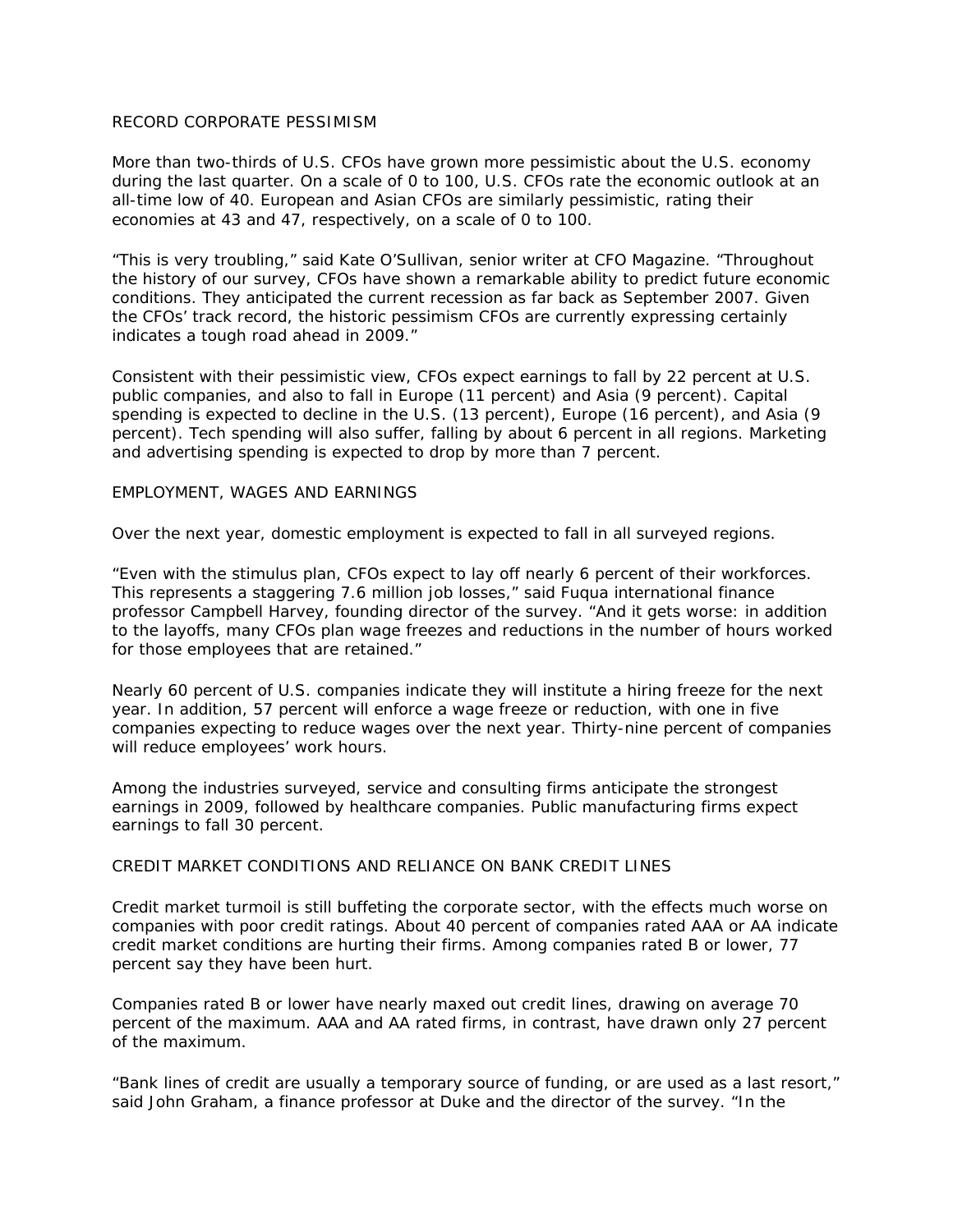## RECORD CORPORATE PESSIMISM

More than two-thirds of U.S. CFOs have grown more pessimistic about the U.S. economy during the last quarter. On a scale of 0 to 100, U.S. CFOs rate the economic outlook at an all-time low of 40. European and Asian CFOs are similarly pessimistic, rating their economies at 43 and 47, respectively, on a scale of 0 to 100.

"This is very troubling," said Kate O'Sullivan, senior writer at CFO Magazine. "Throughout the history of our survey, CFOs have shown a remarkable ability to predict future economic conditions. They anticipated the current recession as far back as September 2007. Given the CFOs' track record, the historic pessimism CFOs are currently expressing certainly indicates a tough road ahead in 2009."

Consistent with their pessimistic view, CFOs expect earnings to fall by 22 percent at U.S. public companies, and also to fall in Europe (11 percent) and Asia (9 percent). Capital spending is expected to decline in the U.S. (13 percent), Europe (16 percent), and Asia (9 percent). Tech spending will also suffer, falling by about 6 percent in all regions. Marketing and advertising spending is expected to drop by more than 7 percent.

## EMPLOYMENT, WAGES AND EARNINGS

Over the next year, domestic employment is expected to fall in all surveyed regions.

"Even with the stimulus plan, CFOs expect to lay off nearly 6 percent of their workforces. This represents a staggering 7.6 million job losses," said Fuqua international finance professor Campbell Harvey, founding director of the survey. "And it gets worse: in addition to the layoffs, many CFOs plan wage freezes and reductions in the number of hours worked for those employees that are retained."

Nearly 60 percent of U.S. companies indicate they will institute a hiring freeze for the next year. In addition, 57 percent will enforce a wage freeze or reduction, with one in five companies expecting to reduce wages over the next year. Thirty-nine percent of companies will reduce employees' work hours.

Among the industries surveyed, service and consulting firms anticipate the strongest earnings in 2009, followed by healthcare companies. Public manufacturing firms expect earnings to fall 30 percent.

## CREDIT MARKET CONDITIONS AND RELIANCE ON BANK CREDIT LINES

Credit market turmoil is still buffeting the corporate sector, with the effects much worse on companies with poor credit ratings. About 40 percent of companies rated AAA or AA indicate credit market conditions are hurting their firms. Among companies rated B or lower, 77 percent say they have been hurt.

Companies rated B or lower have nearly maxed out credit lines, drawing on average 70 percent of the maximum. AAA and AA rated firms, in contrast, have drawn only 27 percent of the maximum.

"Bank lines of credit are usually a temporary source of funding, or are used as a last resort," said John Graham, a finance professor at Duke and the director of the survey. "In the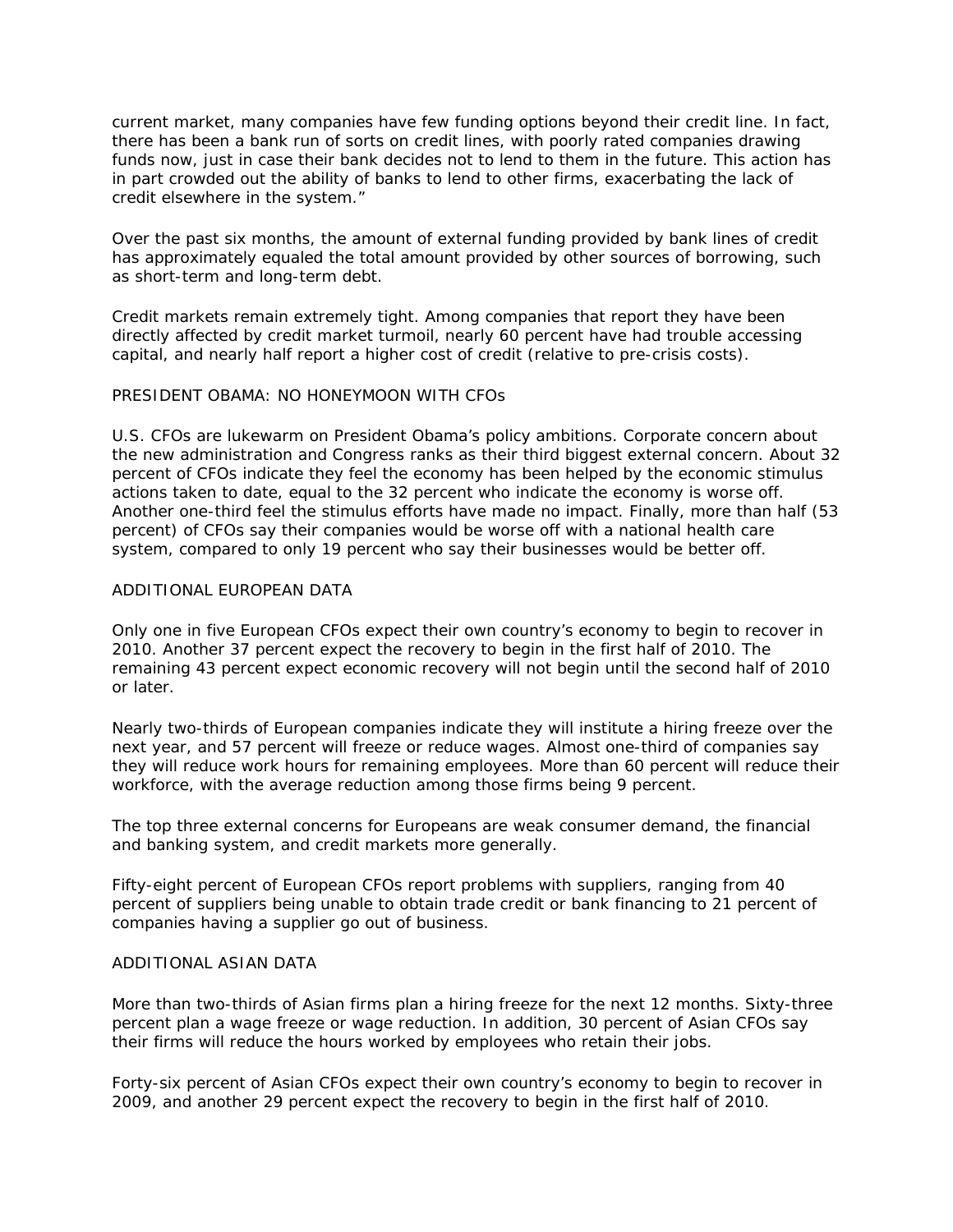current market, many companies have few funding options beyond their credit line. In fact, there has been a bank run of sorts on credit lines, with poorly rated companies drawing funds now, just in case their bank decides not to lend to them in the future. This action has in part crowded out the ability of banks to lend to other firms, exacerbating the lack of credit elsewhere in the system."

Over the past six months, the amount of external funding provided by bank lines of credit has approximately equaled the total amount provided by other sources of borrowing, such as short-term and long-term debt.

Credit markets remain extremely tight. Among companies that report they have been directly affected by credit market turmoil, nearly 60 percent have had trouble accessing capital, and nearly half report a higher cost of credit (relative to pre-crisis costs).

## PRESIDENT OBAMA: NO HONEYMOON WITH CFOs

U.S. CFOs are lukewarm on President Obama's policy ambitions. Corporate concern about the new administration and Congress ranks as their third biggest external concern. About 32 percent of CFOs indicate they feel the economy has been helped by the economic stimulus actions taken to date, equal to the 32 percent who indicate the economy is worse off. Another one-third feel the stimulus efforts have made no impact. Finally, more than half (53 percent) of CFOs say their companies would be worse off with a national health care system, compared to only 19 percent who say their businesses would be better off.

## ADDITIONAL EUROPEAN DATA

Only one in five European CFOs expect their own country's economy to begin to recover in 2010. Another 37 percent expect the recovery to begin in the first half of 2010. The remaining 43 percent expect economic recovery will not begin until the second half of 2010 or later.

Nearly two-thirds of European companies indicate they will institute a hiring freeze over the next year, and 57 percent will freeze or reduce wages. Almost one-third of companies say they will reduce work hours for remaining employees. More than 60 percent will reduce their workforce, with the average reduction among those firms being 9 percent.

The top three external concerns for Europeans are weak consumer demand, the financial and banking system, and credit markets more generally.

Fifty-eight percent of European CFOs report problems with suppliers, ranging from 40 percent of suppliers being unable to obtain trade credit or bank financing to 21 percent of companies having a supplier go out of business.

## ADDITIONAL ASIAN DATA

More than two-thirds of Asian firms plan a hiring freeze for the next 12 months. Sixty-three percent plan a wage freeze or wage reduction. In addition, 30 percent of Asian CFOs say their firms will reduce the hours worked by employees who retain their jobs.

Forty-six percent of Asian CFOs expect their own country's economy to begin to recover in 2009, and another 29 percent expect the recovery to begin in the first half of 2010.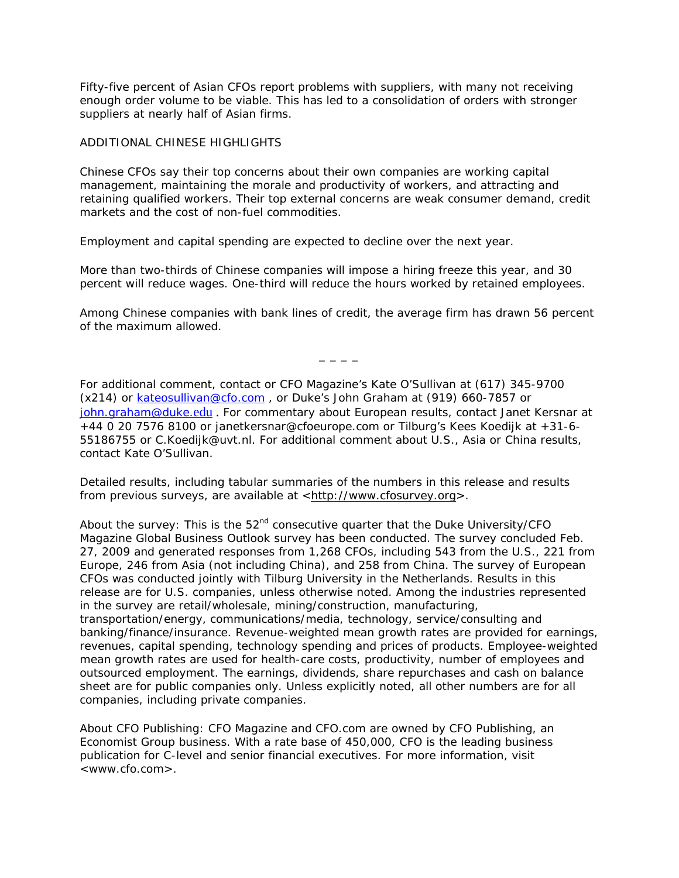Fifty-five percent of Asian CFOs report problems with suppliers, with many not receiving enough order volume to be viable. This has led to a consolidation of orders with stronger suppliers at nearly half of Asian firms.

ADDITIONAL CHINESE HIGHLIGHTS

Chinese CFOs say their top concerns about their own companies are working capital management, maintaining the morale and productivity of workers, and attracting and retaining qualified workers. Their top external concerns are weak consumer demand, credit markets and the cost of non-fuel commodities.

Employment and capital spending are expected to decline over the next year.

More than two-thirds of Chinese companies will impose a hiring freeze this year, and 30 percent will reduce wages. One-third will reduce the hours worked by retained employees.

Among Chinese companies with bank lines of credit, the average firm has drawn 56 percent of the maximum allowed.

_ _ _ _

For additional comment, contact or CFO Magazine's Kate O'Sullivan at (617) 345-9700 (x214) or kateosullivan@cfo.com , or Duke's John Graham at (919) 660-7857 or john.graham@duke.edu . For commentary about European results, contact Janet Kersnar at +44 0 20 7576 8100 or janetkersnar@cfoeurope.com or Tilburg's Kees Koedijk at +31-6-55186755 or C.Koedijk@uvt.nl. For additional comment about U.S., Asia or China results, contact Kate O'Sullivan.

Detailed results, including tabular summaries of the numbers in this release and results from previous surveys, are available at <http://www.cfosurvey.org>.

About the survey: This is the 52nd consecutive quarter that the Duke University/CFO Magazine Global Business Outlook survey has been conducted. The survey concluded Feb. 27, 2009 and generated responses from 1,268 CFOs, including 543 from the U.S., 221 from Europe, 246 from Asia (not including China), and 258 from China. The survey of European CFOs was conducted jointly with Tilburg University in the Netherlands. Results in this release are for U.S. companies, unless otherwise noted. Among the industries represented in the survey are retail/wholesale, mining/construction, manufacturing, transportation/energy, communications/media, technology, service/consulting and banking/finance/insurance. Revenue-weighted mean growth rates are provided for earnings, revenues, capital spending, technology spending and prices of products. Employee-weighted mean growth rates are used for health-care costs, productivity, number of employees and outsourced employment. The earnings, dividends, share repurchases and cash on balance sheet are for public companies only. Unless explicitly noted, all other numbers are for all companies, including private companies.

About CFO Publishing: CFO Magazine and CFO.com are owned by CFO Publishing, an Economist Group business. With a rate base of 450,000, CFO is the leading business publication for C-level and senior financial executives. For more information, visit <www.cfo.com>.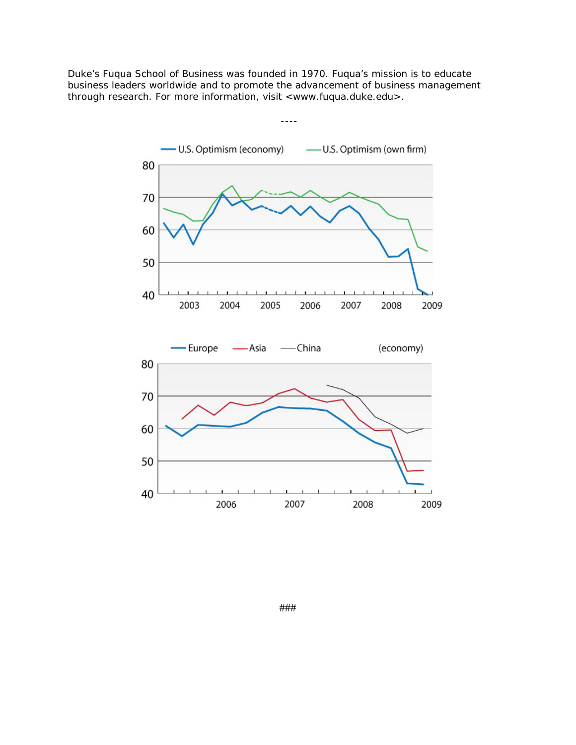Duke's Fuqua School of Business was founded in 1970. Fuqua's mission is to educate business leaders worldwide and to promote the advancement of business management through research. For more information, visit <www.fuqua.duke.edu>.

----

U.S. Optimism (economy)
U.S. Optimism (own firm)

80
70
60
50
40

2003 2004 2005 2006 2007 2008 2009

Europe
Asia
China
(economy)

80
70
60
50
40

2006 2007 2008 2009

###